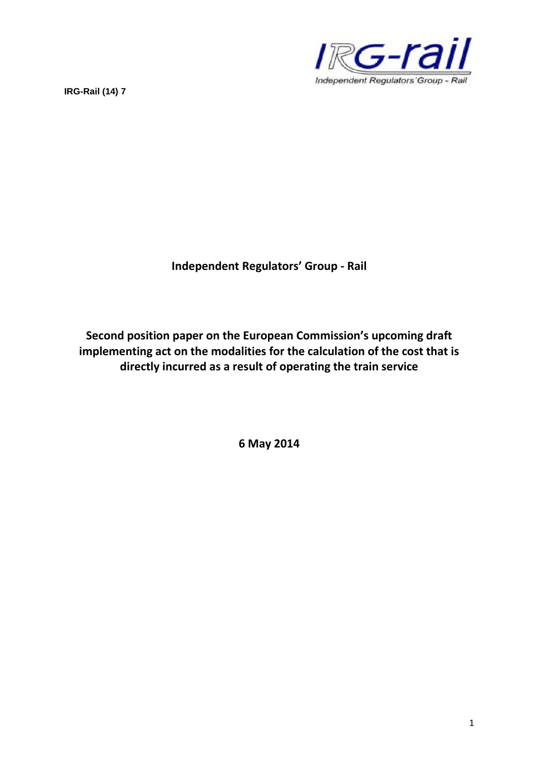IRG-Rail (14) 7

**Independent Regulators' Group - Rail**

# Second position paper on the European Commission's upcoming draft implementing act on the modalities for the calculation of the cost that is directly incurred as a result of operating the train service

**6 May 2014**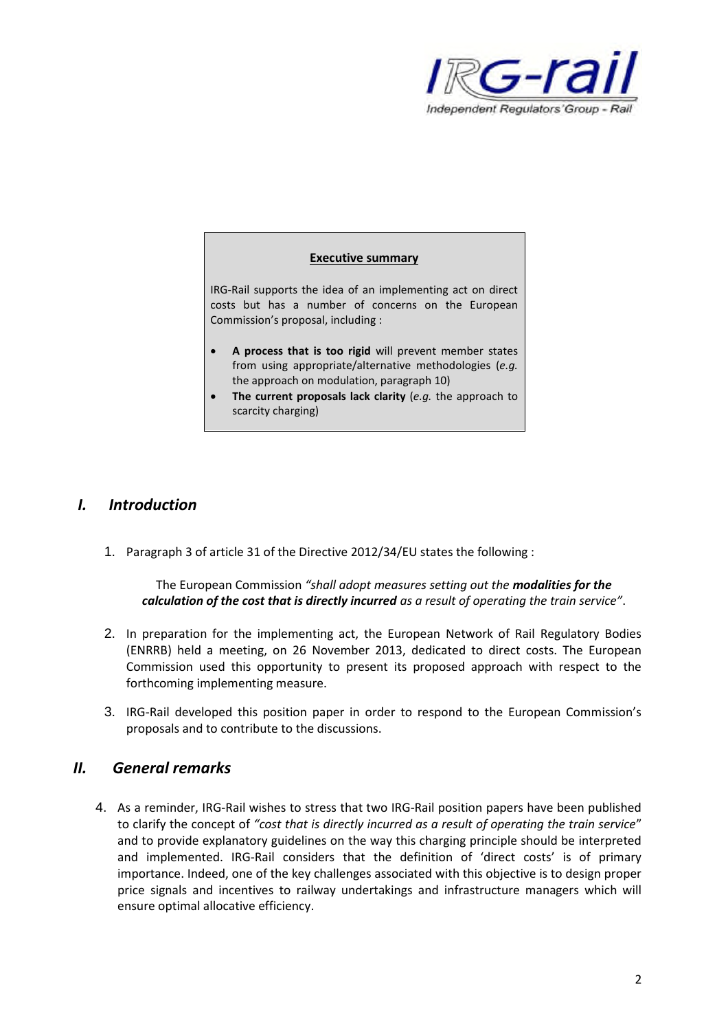**Executive summary**

IRG-Rail supports the idea of an implementing act on direct costs but has a number of concerns on the European Commission's proposal, including :

- **A process that is too rigid** will prevent member states from using appropriate/alternative methodologies (*e.g.* the approach on modulation, paragraph 10)
- **The current proposals lack clarity** (*e.g.* the approach to scarcity charging)

## I. Introduction

1. Paragraph 3 of article 31 of the Directive 2012/34/EU states the following :

   The European Commission *"shall adopt measures setting out the* ***modalities for the calculation of the cost that is directly incurred*** *as a result of operating the train service"*.

2. In preparation for the implementing act, the European Network of Rail Regulatory Bodies (ENRRB) held a meeting, on 26 November 2013, dedicated to direct costs. The European Commission used this opportunity to present its proposed approach with respect to the forthcoming implementing measure.

3. IRG-Rail developed this position paper in order to respond to the European Commission's proposals and to contribute to the discussions.

## II. General remarks

4. As a reminder, IRG-Rail wishes to stress that two IRG-Rail position papers have been published to clarify the concept of *"cost that is directly incurred as a result of operating the train service"* and to provide explanatory guidelines on the way this charging principle should be interpreted and implemented. IRG-Rail considers that the definition of 'direct costs' is of primary importance. Indeed, one of the key challenges associated with this objective is to design proper price signals and incentives to railway undertakings and infrastructure managers which will ensure optimal allocative efficiency.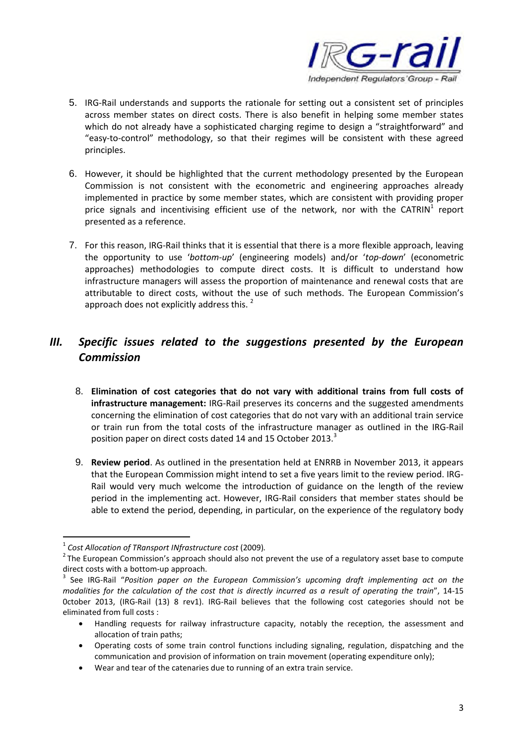5. IRG-Rail understands and supports the rationale for setting out a consistent set of principles across member states on direct costs. There is also benefit in helping some member states which do not already have a sophisticated charging regime to design a "straightforward" and "easy-to-control" methodology, so that their regimes will be consistent with these agreed principles.

6. However, it should be highlighted that the current methodology presented by the European Commission is not consistent with the econometric and engineering approaches already implemented in practice by some member states, which are consistent with providing proper price signals and incentivising efficient use of the network, nor with the CATRIN[1] report presented as a reference.

7. For this reason, IRG-Rail thinks that it is essential that there is a more flexible approach, leaving the opportunity to use '*bottom-up*' (engineering models) and/or '*top-down*' (econometric approaches) methodologies to compute direct costs. It is difficult to understand how infrastructure managers will assess the proportion of maintenance and renewal costs that are attributable to direct costs, without the use of such methods. The European Commission's approach does not explicitly address this. [2]

## III. *Specific issues related to the suggestions presented by the European Commission*

8. **Elimination of cost categories that do not vary with additional trains from full costs of infrastructure management:** IRG-Rail preserves its concerns and the suggested amendments concerning the elimination of cost categories that do not vary with an additional train service or train run from the total costs of the infrastructure manager as outlined in the IRG-Rail position paper on direct costs dated 14 and 15 October 2013.[3]

9. **Review period**. As outlined in the presentation held at ENRRB in November 2013, it appears that the European Commission might intend to set a five years limit to the review period. IRG-Rail would very much welcome the introduction of guidance on the length of the review period in the implementing act. However, IRG-Rail considers that member states should be able to extend the period, depending, in particular, on the experience of the regulatory body

---

[1] *Cost Allocation of TRansport INfrastructure cost* (2009).

[2] The European Commission's approach should also not prevent the use of a regulatory asset base to compute direct costs with a bottom-up approach.

[3] See IRG-Rail "*Position paper on the European Commission's upcoming draft implementing act on the modalities for the calculation of the cost that is directly incurred as a result of operating the train*", 14-15 October 2013, (IRG-Rail (13) 8 rev1). IRG-Rail believes that the following cost categories should not be eliminated from full costs :

- Handling requests for railway infrastructure capacity, notably the reception, the assessment and allocation of train paths;
- Operating costs of some train control functions including signaling, regulation, dispatching and the communication and provision of information on train movement (operating expenditure only);
- Wear and tear of the catenaries due to running of an extra train service.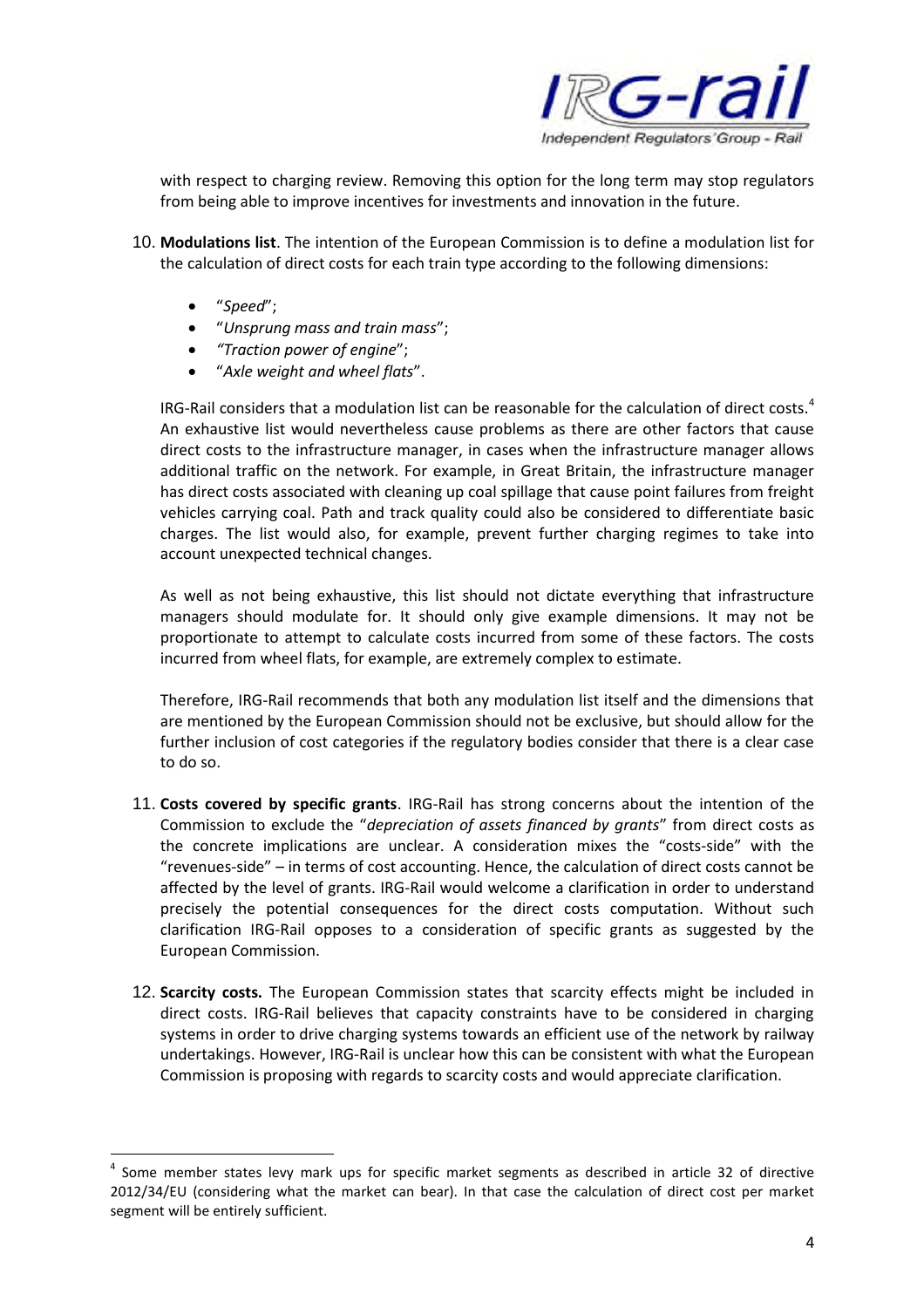with respect to charging review. Removing this option for the long term may stop regulators from being able to improve incentives for investments and innovation in the future.

10. **Modulations list**. The intention of the European Commission is to define a modulation list for the calculation of direct costs for each train type according to the following dimensions:

    - "*Speed*";
    - "*Unsprung mass and train mass*";
    - *"Traction power of engine*";
    - "*Axle weight and wheel flats*".

    IRG-Rail considers that a modulation list can be reasonable for the calculation of direct costs.[4] An exhaustive list would nevertheless cause problems as there are other factors that cause direct costs to the infrastructure manager, in cases when the infrastructure manager allows additional traffic on the network. For example, in Great Britain, the infrastructure manager has direct costs associated with cleaning up coal spillage that cause point failures from freight vehicles carrying coal. Path and track quality could also be considered to differentiate basic charges. The list would also, for example, prevent further charging regimes to take into account unexpected technical changes.

    As well as not being exhaustive, this list should not dictate everything that infrastructure managers should modulate for. It should only give example dimensions. It may not be proportionate to attempt to calculate costs incurred from some of these factors. The costs incurred from wheel flats, for example, are extremely complex to estimate.

    Therefore, IRG-Rail recommends that both any modulation list itself and the dimensions that are mentioned by the European Commission should not be exclusive, but should allow for the further inclusion of cost categories if the regulatory bodies consider that there is a clear case to do so.

11. **Costs covered by specific grants**. IRG-Rail has strong concerns about the intention of the Commission to exclude the "*depreciation of assets financed by grants*" from direct costs as the concrete implications are unclear. A consideration mixes the "costs-side" with the "revenues-side" – in terms of cost accounting. Hence, the calculation of direct costs cannot be affected by the level of grants. IRG-Rail would welcome a clarification in order to understand precisely the potential consequences for the direct costs computation. Without such clarification IRG-Rail opposes to a consideration of specific grants as suggested by the European Commission.

12. **Scarcity costs.** The European Commission states that scarcity effects might be included in direct costs. IRG-Rail believes that capacity constraints have to be considered in charging systems in order to drive charging systems towards an efficient use of the network by railway undertakings. However, IRG-Rail is unclear how this can be consistent with what the European Commission is proposing with regards to scarcity costs and would appreciate clarification.

---

[4] Some member states levy mark ups for specific market segments as described in article 32 of directive 2012/34/EU (considering what the market can bear). In that case the calculation of direct cost per market segment will be entirely sufficient.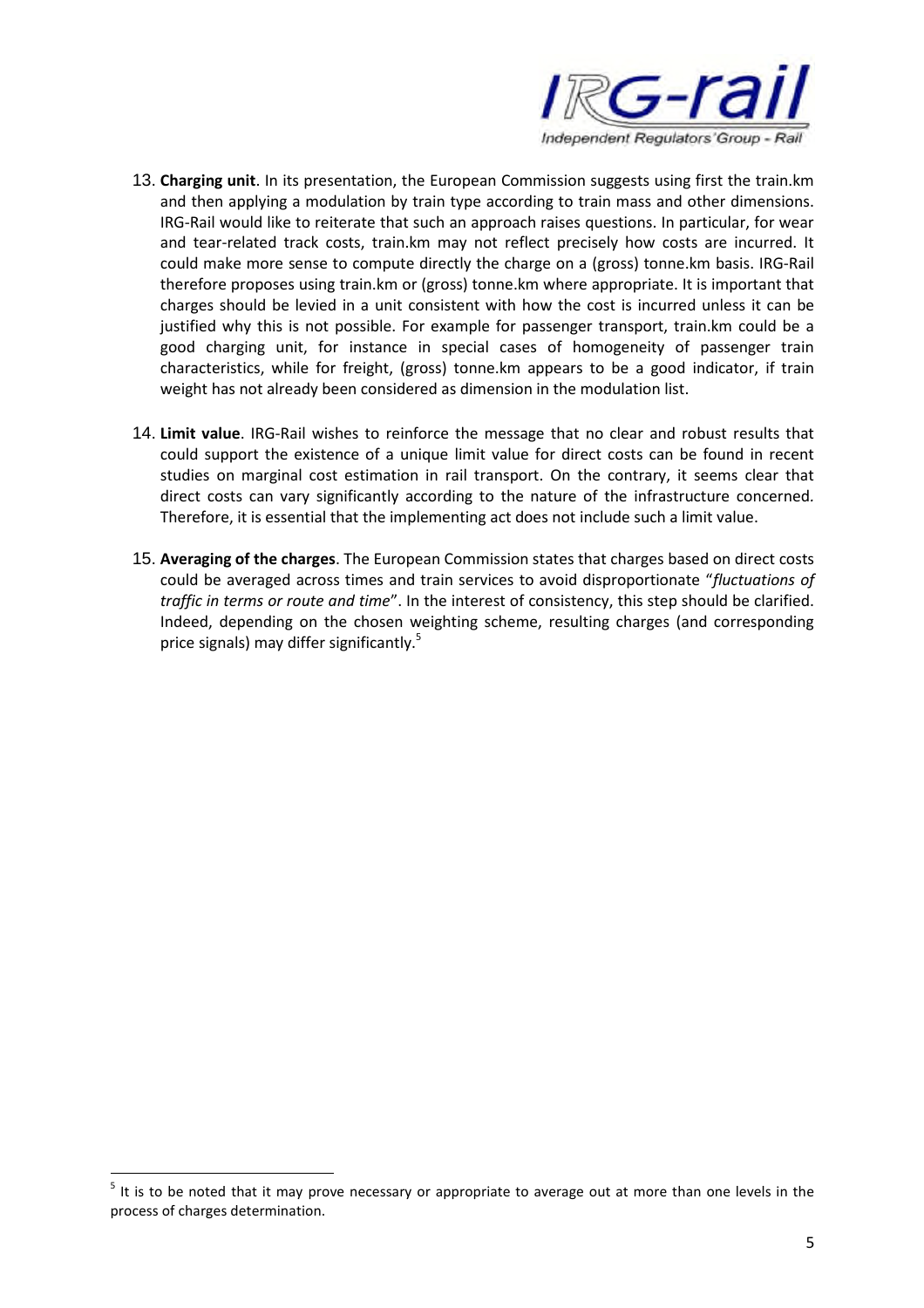13. **Charging unit**. In its presentation, the European Commission suggests using first the train.km and then applying a modulation by train type according to train mass and other dimensions. IRG-Rail would like to reiterate that such an approach raises questions. In particular, for wear and tear-related track costs, train.km may not reflect precisely how costs are incurred. It could make more sense to compute directly the charge on a (gross) tonne.km basis. IRG-Rail therefore proposes using train.km or (gross) tonne.km where appropriate. It is important that charges should be levied in a unit consistent with how the cost is incurred unless it can be justified why this is not possible. For example for passenger transport, train.km could be a good charging unit, for instance in special cases of homogeneity of passenger train characteristics, while for freight, (gross) tonne.km appears to be a good indicator, if train weight has not already been considered as dimension in the modulation list.

14. **Limit value**. IRG-Rail wishes to reinforce the message that no clear and robust results that could support the existence of a unique limit value for direct costs can be found in recent studies on marginal cost estimation in rail transport. On the contrary, it seems clear that direct costs can vary significantly according to the nature of the infrastructure concerned. Therefore, it is essential that the implementing act does not include such a limit value.

15. **Averaging of the charges**. The European Commission states that charges based on direct costs could be averaged across times and train services to avoid disproportionate "*fluctuations of traffic in terms or route and time*". In the interest of consistency, this step should be clarified. Indeed, depending on the chosen weighting scheme, resulting charges (and corresponding price signals) may differ significantly.[5]

---

[5] It is to be noted that it may prove necessary or appropriate to average out at more than one levels in the process of charges determination.